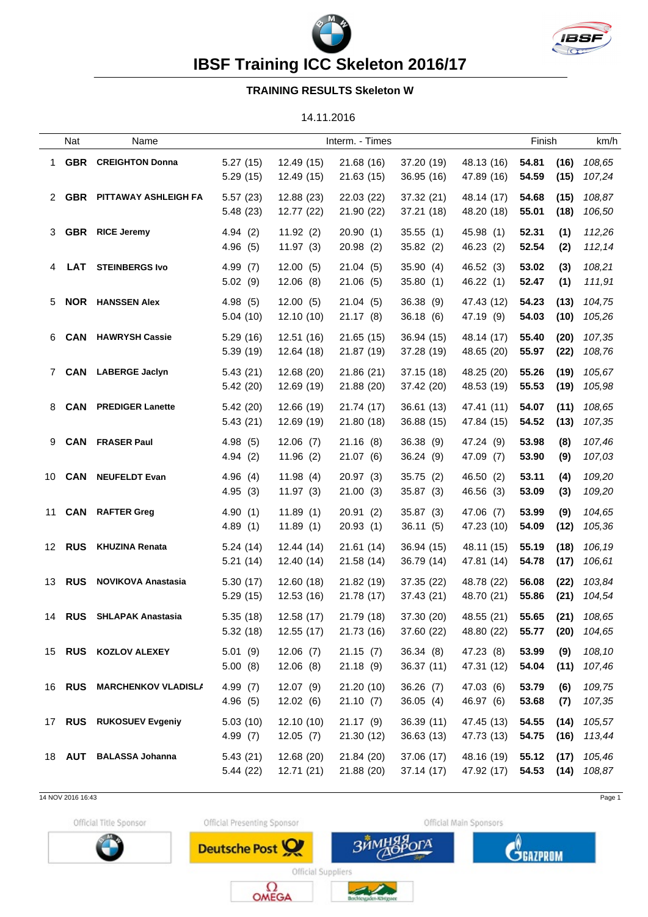# IBSF Training ICC Skeleton 2016/17

## TRAINING RESULTS Skeleton W

14.11.2016

| | Nat | Name | Interm. - Times | | | | | Finish | | km/h |
|---|---|---|---|---|---|---|---|---|---|---|
| 1 | **GBR** | **CREIGHTON Donna** | 5.27 (15) | 12.49 (15) | 21.68 (16) | 37.20 (19) | 48.13 (16) | **54.81** | **(16)** | *108,65* |
| | | | 5.29 (15) | 12.49 (15) | 21.63 (15) | 36.95 (16) | 47.89 (16) | **54.59** | **(15)** | *107,24* |
| 2 | **GBR** | **PITTAWAY ASHLEIGH FA** | 5.57 (23) | 12.88 (23) | 22.03 (22) | 37.32 (21) | 48.14 (17) | **54.68** | **(15)** | *108,87* |
| | | | 5.48 (23) | 12.77 (22) | 21.90 (22) | 37.21 (18) | 48.20 (18) | **55.01** | **(18)** | *106,50* |
| 3 | **GBR** | **RICE Jeremy** | 4.94 (2) | 11.92 (2) | 20.90 (1) | 35.55 (1) | 45.98 (1) | **52.31** | **(1)** | *112,26* |
| | | | 4.96 (5) | 11.97 (3) | 20.98 (2) | 35.82 (2) | 46.23 (2) | **52.54** | **(2)** | *112,14* |
| 4 | **LAT** | **STEINBERGS Ivo** | 4.99 (7) | 12.00 (5) | 21.04 (5) | 35.90 (4) | 46.52 (3) | **53.02** | **(3)** | *108,21* |
| | | | 5.02 (9) | 12.06 (8) | 21.06 (5) | 35.80 (1) | 46.22 (1) | **52.47** | **(1)** | *111,91* |
| 5 | **NOR** | **HANSSEN Alex** | 4.98 (5) | 12.00 (5) | 21.04 (5) | 36.38 (9) | 47.43 (12) | **54.23** | **(13)** | *104,75* |
| | | | 5.04 (10) | 12.10 (10) | 21.17 (8) | 36.18 (6) | 47.19 (9) | **54.03** | **(10)** | *105,26* |
| 6 | **CAN** | **HAWRYSH Cassie** | 5.29 (16) | 12.51 (16) | 21.65 (15) | 36.94 (15) | 48.14 (17) | **55.40** | **(20)** | *107,35* |
| | | | 5.39 (19) | 12.64 (18) | 21.87 (19) | 37.28 (19) | 48.65 (20) | **55.97** | **(22)** | *108,76* |
| 7 | **CAN** | **LABERGE Jaclyn** | 5.43 (21) | 12.68 (20) | 21.86 (21) | 37.15 (18) | 48.25 (20) | **55.26** | **(19)** | *105,67* |
| | | | 5.42 (20) | 12.69 (19) | 21.88 (20) | 37.42 (20) | 48.53 (19) | **55.53** | **(19)** | *105,98* |
| 8 | **CAN** | **PREDIGER Lanette** | 5.42 (20) | 12.66 (19) | 21.74 (17) | 36.61 (13) | 47.41 (11) | **54.07** | **(11)** | *108,65* |
| | | | 5.43 (21) | 12.69 (19) | 21.80 (18) | 36.88 (15) | 47.84 (15) | **54.52** | **(13)** | *107,35* |
| 9 | **CAN** | **FRASER Paul** | 4.98 (5) | 12.06 (7) | 21.16 (8) | 36.38 (9) | 47.24 (9) | **53.98** | **(8)** | *107,46* |
| | | | 4.94 (2) | 11.96 (2) | 21.07 (6) | 36.24 (9) | 47.09 (7) | **53.90** | **(9)** | *107,03* |
| 10 | **CAN** | **NEUFELDT Evan** | 4.96 (4) | 11.98 (4) | 20.97 (3) | 35.75 (2) | 46.50 (2) | **53.11** | **(4)** | *109,20* |
| | | | 4.95 (3) | 11.97 (3) | 21.00 (3) | 35.87 (3) | 46.56 (3) | **53.09** | **(3)** | *109,20* |
| 11 | **CAN** | **RAFTER Greg** | 4.90 (1) | 11.89 (1) | 20.91 (2) | 35.87 (3) | 47.06 (7) | **53.99** | **(9)** | *104,65* |
| | | | 4.89 (1) | 11.89 (1) | 20.93 (1) | 36.11 (5) | 47.23 (10) | **54.09** | **(12)** | *105,36* |
| 12 | **RUS** | **KHUZINA Renata** | 5.24 (14) | 12.44 (14) | 21.61 (14) | 36.94 (15) | 48.11 (15) | **55.19** | **(18)** | *106,19* |
| | | | 5.21 (14) | 12.40 (14) | 21.58 (14) | 36.79 (14) | 47.81 (14) | **54.78** | **(17)** | *106,61* |
| 13 | **RUS** | **NOVIKOVA Anastasia** | 5.30 (17) | 12.60 (18) | 21.82 (19) | 37.35 (22) | 48.78 (22) | **56.08** | **(22)** | *103,84* |
| | | | 5.29 (15) | 12.53 (16) | 21.78 (17) | 37.43 (21) | 48.70 (21) | **55.86** | **(21)** | *104,54* |
| 14 | **RUS** | **SHLAPAK Anastasia** | 5.35 (18) | 12.58 (17) | 21.79 (18) | 37.30 (20) | 48.55 (21) | **55.65** | **(21)** | *108,65* |
| | | | 5.32 (18) | 12.55 (17) | 21.73 (16) | 37.60 (22) | 48.80 (22) | **55.77** | **(20)** | *104,65* |
| 15 | **RUS** | **KOZLOV ALEXEY** | 5.01 (9) | 12.06 (7) | 21.15 (7) | 36.34 (8) | 47.23 (8) | **53.99** | **(9)** | *108,10* |
| | | | 5.00 (8) | 12.06 (8) | 21.18 (9) | 36.37 (11) | 47.31 (12) | **54.04** | **(11)** | *107,46* |
| 16 | **RUS** | **MARCHENKOV VLADISLA** | 4.99 (7) | 12.07 (9) | 21.20 (10) | 36.26 (7) | 47.03 (6) | **53.79** | **(6)** | *109,75* |
| | | | 4.96 (5) | 12.02 (6) | 21.10 (7) | 36.05 (4) | 46.97 (6) | **53.68** | **(7)** | *107,35* |
| 17 | **RUS** | **RUKOSUEV Evgeniy** | 5.03 (10) | 12.10 (10) | 21.17 (9) | 36.39 (11) | 47.45 (13) | **54.55** | **(14)** | *105,57* |
| | | | 4.99 (7) | 12.05 (7) | 21.30 (12) | 36.63 (13) | 47.73 (13) | **54.75** | **(16)** | *113,44* |
| 18 | **AUT** | **BALASSA Johanna** | 5.43 (21) | 12.68 (20) | 21.84 (20) | 37.06 (17) | 48.16 (19) | **55.12** | **(17)** | *105,46* |
| | | | 5.44 (22) | 12.71 (21) | 21.88 (20) | 37.14 (17) | 47.92 (17) | **54.53** | **(14)** | *108,87* |

14 NOV 2016 16:43

Official Title Sponsor | Official Presenting Sponsor | Official Main Sponsors

Official Suppliers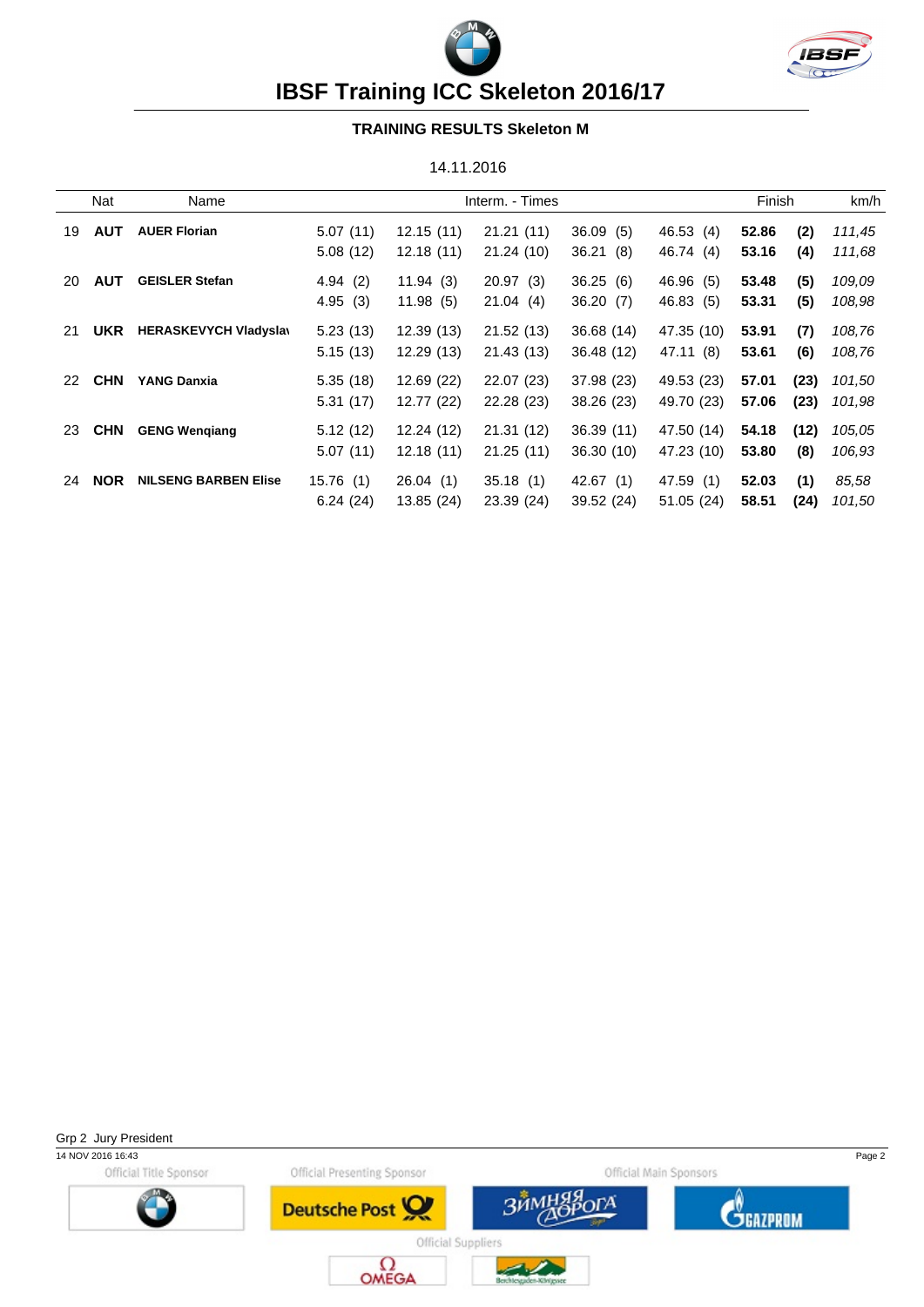# IBSF Training ICC Skeleton 2016/17

## TRAINING RESULTS Skeleton M

14.11.2016

| | Nat | Name | Interm. - Times | | | | | Finish | | km/h |
|---|---|---|---|---|---|---|---|---|---|---|
| 19 | **AUT** | **AUER Florian** | 5.07 (11) | 12.15 (11) | 21.21 (11) | 36.09 (5) | 46.53 (4) | **52.86** | **(2)** | *111,45* |
| | | | 5.08 (12) | 12.18 (11) | 21.24 (10) | 36.21 (8) | 46.74 (4) | **53.16** | **(4)** | *111,68* |
| 20 | **AUT** | **GEISLER Stefan** | 4.94 (2) | 11.94 (3) | 20.97 (3) | 36.25 (6) | 46.96 (5) | **53.48** | **(5)** | *109,09* |
| | | | 4.95 (3) | 11.98 (5) | 21.04 (4) | 36.20 (7) | 46.83 (5) | **53.31** | **(5)** | *108,98* |
| 21 | **UKR** | **HERASKEVYCH Vladyslav** | 5.23 (13) | 12.39 (13) | 21.52 (13) | 36.68 (14) | 47.35 (10) | **53.91** | **(7)** | *108,76* |
| | | | 5.15 (13) | 12.29 (13) | 21.43 (13) | 36.48 (12) | 47.11 (8) | **53.61** | **(6)** | *108,76* |
| 22 | **CHN** | **YANG Danxia** | 5.35 (18) | 12.69 (22) | 22.07 (23) | 37.98 (23) | 49.53 (23) | **57.01** | **(23)** | *101,50* |
| | | | 5.31 (17) | 12.77 (22) | 22.28 (23) | 38.26 (23) | 49.70 (23) | **57.06** | **(23)** | *101,98* |
| 23 | **CHN** | **GENG Wenqiang** | 5.12 (12) | 12.24 (12) | 21.31 (12) | 36.39 (11) | 47.50 (14) | **54.18** | **(12)** | *105,05* |
| | | | 5.07 (11) | 12.18 (11) | 21.25 (11) | 36.30 (10) | 47.23 (10) | **53.80** | **(8)** | *106,93* |
| 24 | **NOR** | **NILSENG BARBEN Elise** | 15.76 (1) | 26.04 (1) | 35.18 (1) | 42.67 (1) | 47.59 (1) | **52.03** | **(1)** | *85,58* |
| | | | 6.24 (24) | 13.85 (24) | 23.39 (24) | 39.52 (24) | 51.05 (24) | **58.51** | **(24)** | *101,50* |

Grp 2 Jury President

14 NOV 2016 16:43

Official Title Sponsor · Official Presenting Sponsor · Official Main Sponsors · Official Suppliers